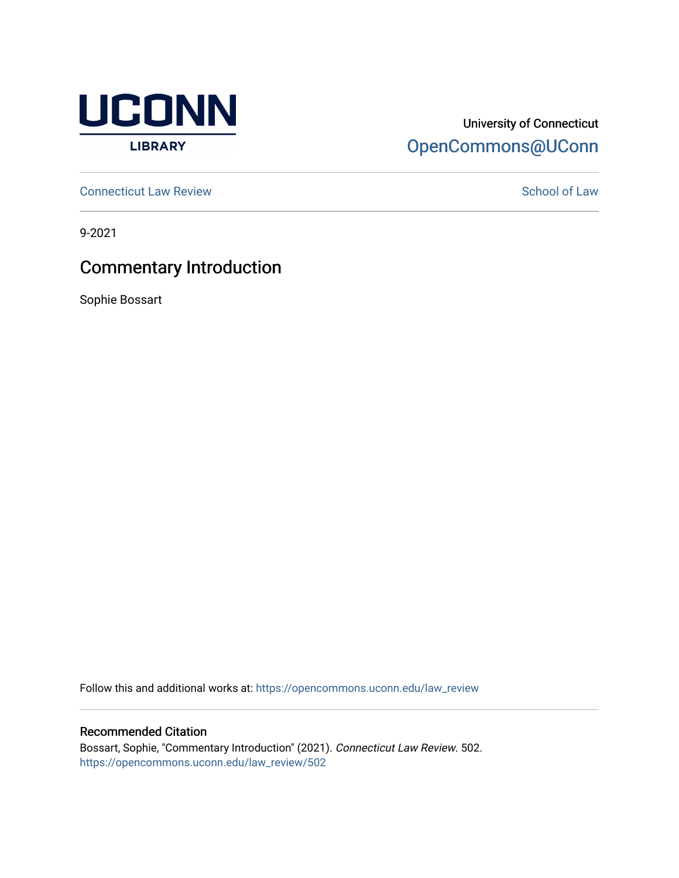University of Connecticut

OpenCommons@UConn

Connecticut Law Review

School of Law

9-2021

# Commentary Introduction

Sophie Bossart

Follow this and additional works at: https://opencommons.uconn.edu/law_review

## Recommended Citation

Bossart, Sophie, "Commentary Introduction" (2021). *Connecticut Law Review*. 502.
https://opencommons.uconn.edu/law_review/502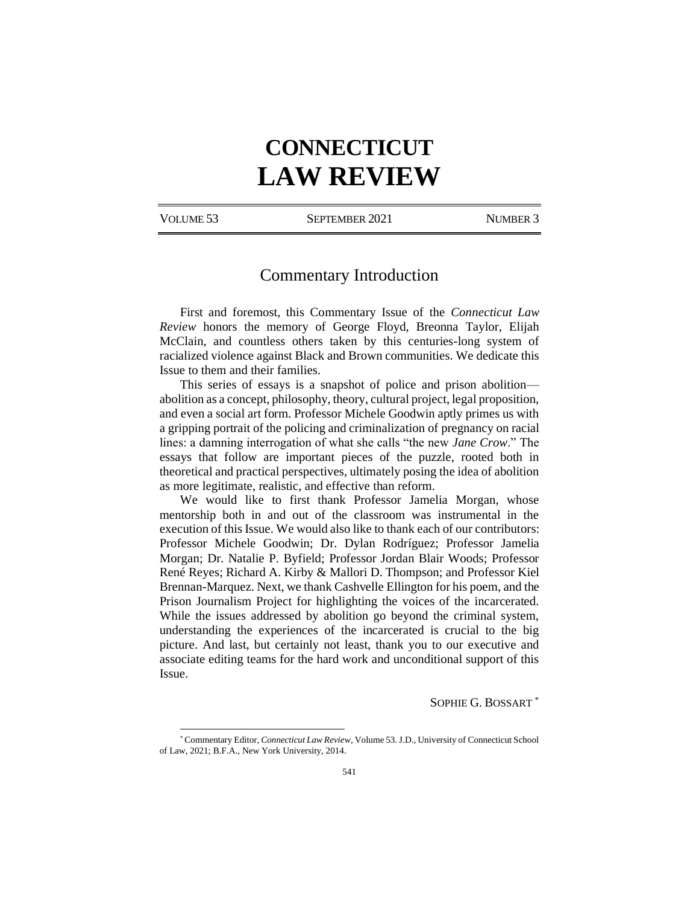# CONNECTICUT LAW REVIEW

VOLUME 53 SEPTEMBER 2021 NUMBER 3

## Commentary Introduction

First and foremost, this Commentary Issue of the *Connecticut Law Review* honors the memory of George Floyd, Breonna Taylor, Elijah McClain, and countless others taken by this centuries-long system of racialized violence against Black and Brown communities. We dedicate this Issue to them and their families.

This series of essays is a snapshot of police and prison abolition—abolition as a concept, philosophy, theory, cultural project, legal proposition, and even a social art form. Professor Michele Goodwin aptly primes us with a gripping portrait of the policing and criminalization of pregnancy on racial lines: a damning interrogation of what she calls "the new *Jane Crow*." The essays that follow are important pieces of the puzzle, rooted both in theoretical and practical perspectives, ultimately posing the idea of abolition as more legitimate, realistic, and effective than reform.

We would like to first thank Professor Jamelia Morgan, whose mentorship both in and out of the classroom was instrumental in the execution of this Issue. We would also like to thank each of our contributors: Professor Michele Goodwin; Dr. Dylan Rodríguez; Professor Jamelia Morgan; Dr. Natalie P. Byfield; Professor Jordan Blair Woods; Professor René Reyes; Richard A. Kirby & Mallori D. Thompson; and Professor Kiel Brennan-Marquez. Next, we thank Cashvelle Ellington for his poem, and the Prison Journalism Project for highlighting the voices of the incarcerated. While the issues addressed by abolition go beyond the criminal system, understanding the experiences of the incarcerated is crucial to the big picture. And last, but certainly not least, thank you to our executive and associate editing teams for the hard work and unconditional support of this Issue.

SOPHIE G. BOSSART [*]

---

[*] Commentary Editor, *Connecticut Law Review*, Volume 53. J.D., University of Connecticut School of Law, 2021; B.F.A., New York University, 2014.